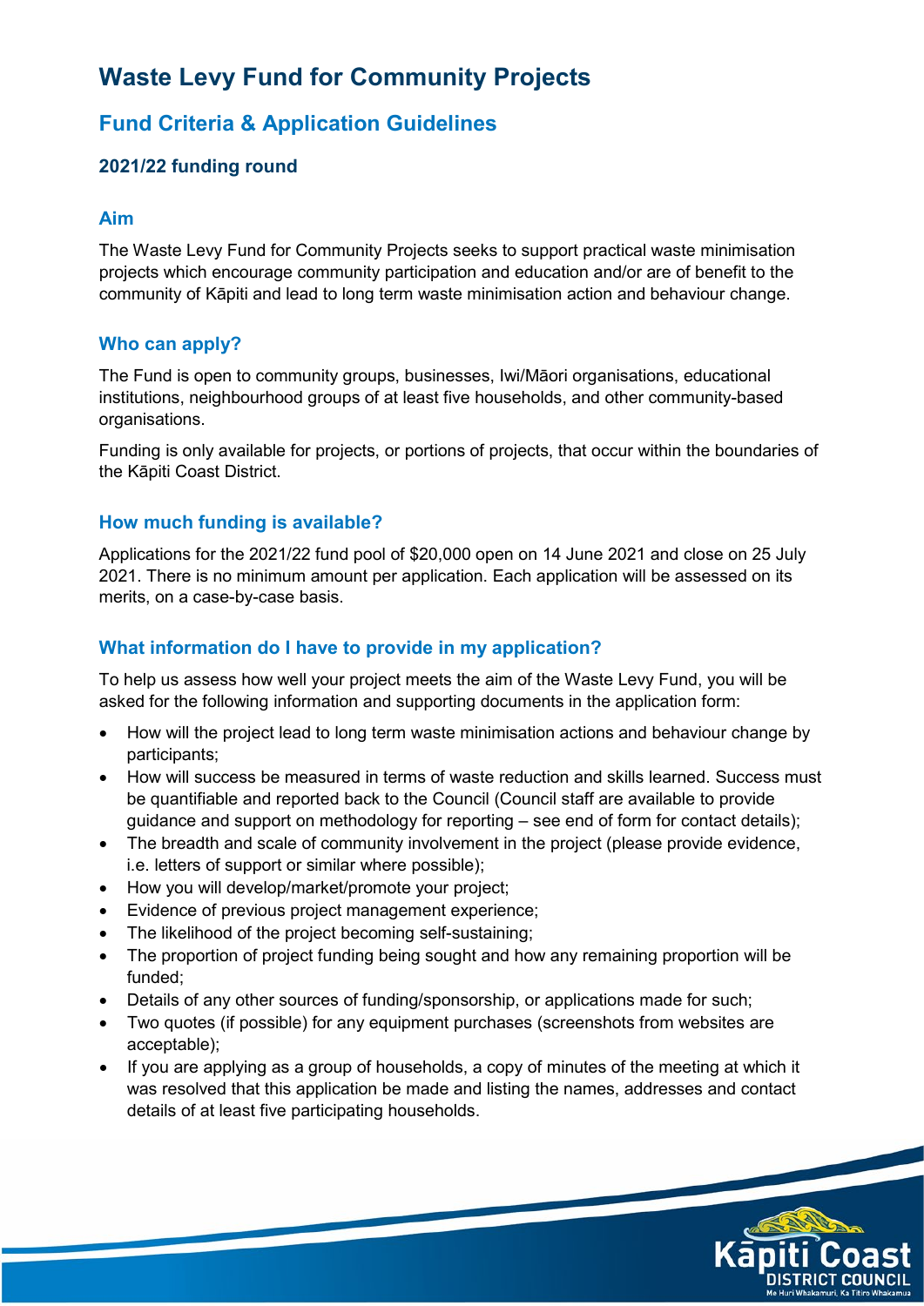# Waste Levy Fund for Community Projects

## Fund Criteria & Application Guidelines

### 2021/22 funding round

## Aim

The Waste Levy Fund for Community Projects seeks to support practical waste minimisation projects which encourage community participation and education and/or are of benefit to the community of Kāpiti and lead to long term waste minimisation action and behaviour change.

## Who can apply?

The Fund is open to community groups, businesses, Iwi/Māori organisations, educational institutions, neighbourhood groups of at least five households, and other community-based organisations.

Funding is only available for projects, or portions of projects, that occur within the boundaries of the Kāpiti Coast District.

## How much funding is available?

Applications for the 2021/22 fund pool of $20,000 open on 14 June 2021 and close on 25 July 2021. There is no minimum amount per application. Each application will be assessed on its merits, on a case-by-case basis.

## What information do I have to provide in my application?

To help us assess how well your project meets the aim of the Waste Levy Fund, you will be asked for the following information and supporting documents in the application form:

- How will the project lead to long term waste minimisation actions and behaviour change by participants;
- How will success be measured in terms of waste reduction and skills learned. Success must be quantifiable and reported back to the Council (Council staff are available to provide guidance and support on methodology for reporting – see end of form for contact details);
- The breadth and scale of community involvement in the project (please provide evidence, i.e. letters of support or similar where possible);
- How you will develop/market/promote your project;
- Evidence of previous project management experience;
- The likelihood of the project becoming self-sustaining;
- The proportion of project funding being sought and how any remaining proportion will be funded;
- Details of any other sources of funding/sponsorship, or applications made for such;
- Two quotes (if possible) for any equipment purchases (screenshots from websites are acceptable);
- If you are applying as a group of households, a copy of minutes of the meeting at which it was resolved that this application be made and listing the names, addresses and contact details of at least five participating households.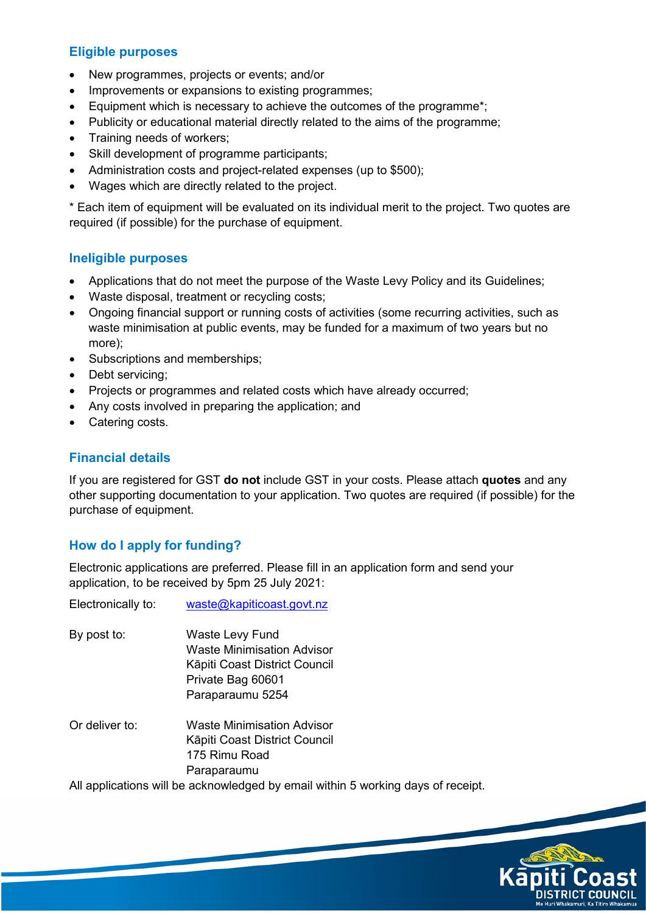## Eligible purposes

- New programmes, projects or events; and/or
- Improvements or expansions to existing programmes;
- Equipment which is necessary to achieve the outcomes of the programme*;
- Publicity or educational material directly related to the aims of the programme;
- Training needs of workers;
- Skill development of programme participants;
- Administration costs and project-related expenses (up to $500);
- Wages which are directly related to the project.

* Each item of equipment will be evaluated on its individual merit to the project. Two quotes are required (if possible) for the purchase of equipment.

## Ineligible purposes

- Applications that do not meet the purpose of the Waste Levy Policy and its Guidelines;
- Waste disposal, treatment or recycling costs;
- Ongoing financial support or running costs of activities (some recurring activities, such as waste minimisation at public events, may be funded for a maximum of two years but no more);
- Subscriptions and memberships;
- Debt servicing;
- Projects or programmes and related costs which have already occurred;
- Any costs involved in preparing the application; and
- Catering costs.

## Financial details

If you are registered for GST **do not** include GST in your costs. Please attach **quotes** and any other supporting documentation to your application. Two quotes are required (if possible) for the purchase of equipment.

## How do I apply for funding?

Electronic applications are preferred. Please fill in an application form and send your application, to be received by 5pm 25 July 2021:

Electronically to: waste@kapiticoast.govt.nz

By post to:
Waste Levy Fund
Waste Minimisation Advisor
Kāpiti Coast District Council
Private Bag 60601
Paraparaumu 5254

Or deliver to:
Waste Minimisation Advisor
Kāpiti Coast District Council
175 Rimu Road
Paraparaumu

All applications will be acknowledged by email within 5 working days of receipt.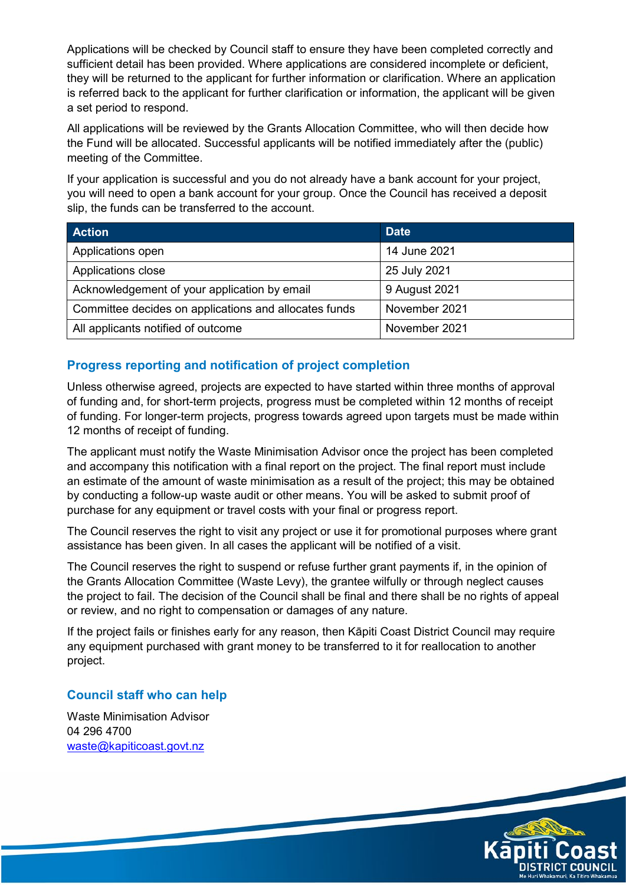Applications will be checked by Council staff to ensure they have been completed correctly and sufficient detail has been provided. Where applications are considered incomplete or deficient, they will be returned to the applicant for further information or clarification. Where an application is referred back to the applicant for further clarification or information, the applicant will be given a set period to respond.

All applications will be reviewed by the Grants Allocation Committee, who will then decide how the Fund will be allocated. Successful applicants will be notified immediately after the (public) meeting of the Committee.

If your application is successful and you do not already have a bank account for your project, you will need to open a bank account for your group. Once the Council has received a deposit slip, the funds can be transferred to the account.

| Action | Date |
|---|---|
| Applications open | 14 June 2021 |
| Applications close | 25 July 2021 |
| Acknowledgement of your application by email | 9 August 2021 |
| Committee decides on applications and allocates funds | November 2021 |
| All applicants notified of outcome | November 2021 |

## Progress reporting and notification of project completion

Unless otherwise agreed, projects are expected to have started within three months of approval of funding and, for short-term projects, progress must be completed within 12 months of receipt of funding. For longer-term projects, progress towards agreed upon targets must be made within 12 months of receipt of funding.

The applicant must notify the Waste Minimisation Advisor once the project has been completed and accompany this notification with a final report on the project. The final report must include an estimate of the amount of waste minimisation as a result of the project; this may be obtained by conducting a follow-up waste audit or other means. You will be asked to submit proof of purchase for any equipment or travel costs with your final or progress report.

The Council reserves the right to visit any project or use it for promotional purposes where grant assistance has been given. In all cases the applicant will be notified of a visit.

The Council reserves the right to suspend or refuse further grant payments if, in the opinion of the Grants Allocation Committee (Waste Levy), the grantee wilfully or through neglect causes the project to fail. The decision of the Council shall be final and there shall be no rights of appeal or review, and no right to compensation or damages of any nature.

If the project fails or finishes early for any reason, then Kāpiti Coast District Council may require any equipment purchased with grant money to be transferred to it for reallocation to another project.

## Council staff who can help

Waste Minimisation Advisor
04 296 4700
waste@kapiticoast.govt.nz